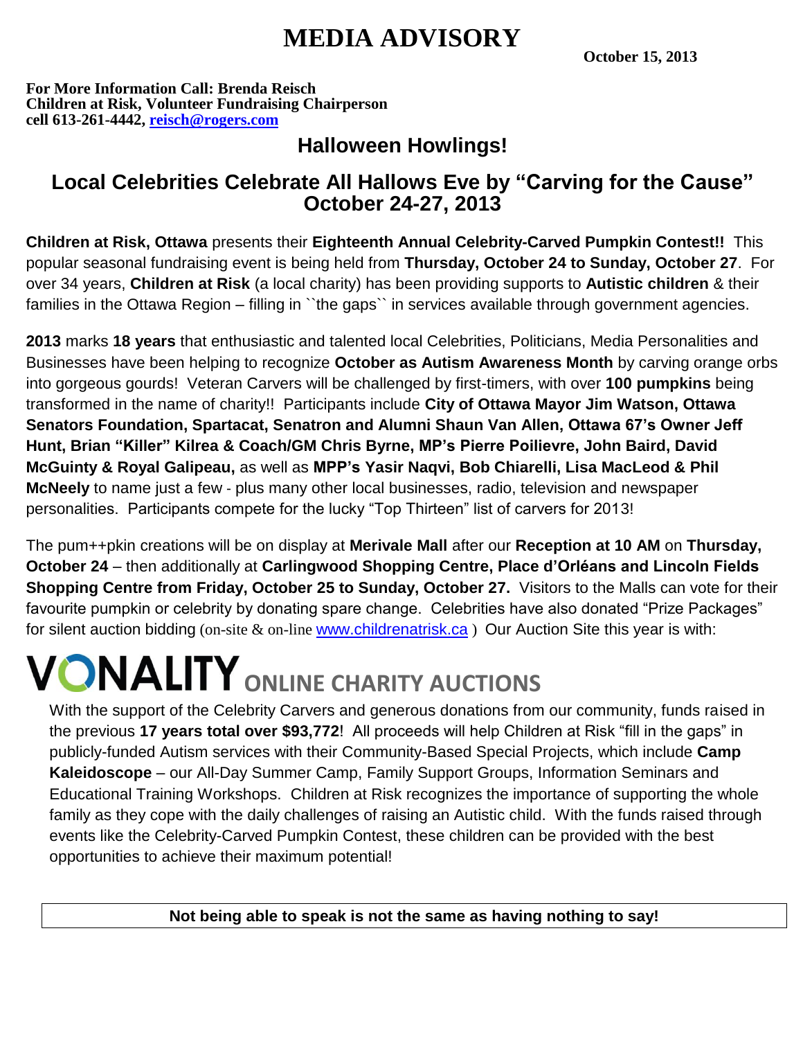# MEDIA ADVISORY

**October 15, 2013**

**For More Information Call: Brenda Reisch**
**Children at Risk, Volunteer Fundraising Chairperson**
**cell 613-261-4442, [reisch@rogers.com](mailto:reisch@rogers.com)**

## Halloween Howlings!

## Local Celebrities Celebrate All Hallows Eve by "Carving for the Cause" October 24-27, 2013

**Children at Risk, Ottawa** presents their **Eighteenth Annual Celebrity-Carved Pumpkin Contest!!** This popular seasonal fundraising event is being held from **Thursday, October 24 to Sunday, October 27**. For over 34 years, **Children at Risk** (a local charity) has been providing supports to **Autistic children** & their families in the Ottawa Region – filling in ``the gaps`` in services available through government agencies.

**2013** marks **18 years** that enthusiastic and talented local Celebrities, Politicians, Media Personalities and Businesses have been helping to recognize **October as Autism Awareness Month** by carving orange orbs into gorgeous gourds! Veteran Carvers will be challenged by first-timers, with over **100 pumpkins** being transformed in the name of charity!! Participants include **City of Ottawa Mayor Jim Watson, Ottawa Senators Foundation, Spartacat, Senatron and Alumni Shaun Van Allen, Ottawa 67's Owner Jeff Hunt, Brian "Killer" Kilrea & Coach/GM Chris Byrne, MP's Pierre Poilievre, John Baird, David McGuinty & Royal Galipeau,** as well as **MPP's Yasir Naqvi, Bob Chiarelli, Lisa MacLeod & Phil McNeely** to name just a few - plus many other local businesses, radio, television and newspaper personalities. Participants compete for the lucky "Top Thirteen" list of carvers for 2013!

The pum++pkin creations will be on display at **Merivale Mall** after our **Reception at 10 AM** on **Thursday, October 24** – then additionally at **Carlingwood Shopping Centre, Place d'Orléans and Lincoln Fields Shopping Centre from Friday, October 25 to Sunday, October 27.** Visitors to the Malls can vote for their favourite pumpkin or celebrity by donating spare change. Celebrities have also donated "Prize Packages" for silent auction bidding (on-site & on-line [www.childrenatrisk.ca](http://www.childrenatrisk.ca) ) Our Auction Site this year is with:

**VONALITY** ONLINE CHARITY AUCTIONS

With the support of the Celebrity Carvers and generous donations from our community, funds raised in the previous **17 years total over $93,772**! All proceeds will help Children at Risk "fill in the gaps" in publicly-funded Autism services with their Community-Based Special Projects, which include **Camp Kaleidoscope** – our All-Day Summer Camp, Family Support Groups, Information Seminars and Educational Training Workshops. Children at Risk recognizes the importance of supporting the whole family as they cope with the daily challenges of raising an Autistic child. With the funds raised through events like the Celebrity-Carved Pumpkin Contest, these children can be provided with the best opportunities to achieve their maximum potential!

**Not being able to speak is not the same as having nothing to say!**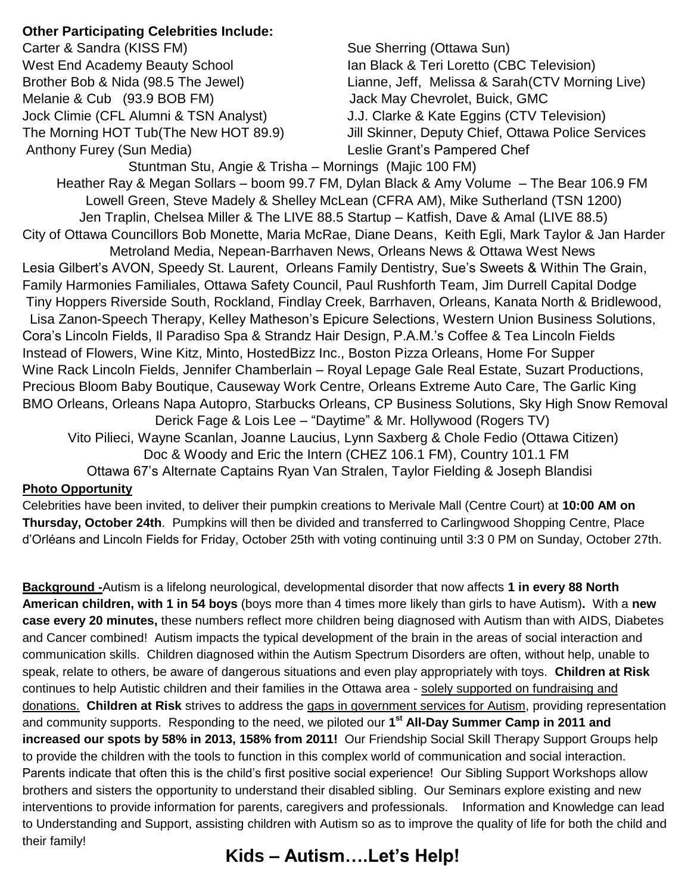**Other Participating Celebrities Include:**

Carter & Sandra (KISS FM)
West End Academy Beauty School
Brother Bob & Nida (98.5 The Jewel)
Melanie & Cub (93.9 BOB FM)
Jock Climie (CFL Alumni & TSN Analyst)
The Morning HOT Tub(The New HOT 89.9)
Anthony Furey (Sun Media)
Sue Sherring (Ottawa Sun)
Ian Black & Teri Loretto (CBC Television)
Lianne, Jeff, Melissa & Sarah(CTV Morning Live)
Jack May Chevrolet, Buick, GMC
J.J. Clarke & Kate Eggins (CTV Television)
Jill Skinner, Deputy Chief, Ottawa Police Services
Leslie Grant's Pampered Chef
Stuntman Stu, Angie & Trisha – Mornings (Majic 100 FM)
Heather Ray & Megan Sollars – boom 99.7 FM, Dylan Black & Amy Volume – The Bear 106.9 FM
Lowell Green, Steve Madely & Shelley McLean (CFRA AM), Mike Sutherland (TSN 1200)
Jen Traplin, Chelsea Miller & The LIVE 88.5 Startup – Katfish, Dave & Amal (LIVE 88.5)
City of Ottawa Councillors Bob Monette, Maria McRae, Diane Deans, Keith Egli, Mark Taylor & Jan Harder
Metroland Media, Nepean-Barrhaven News, Orleans News & Ottawa West News
Lesia Gilbert's AVON, Speedy St. Laurent, Orleans Family Dentistry, Sue's Sweets & Within The Grain, Family Harmonies Familiales, Ottawa Safety Council, Paul Rushforth Team, Jim Durrell Capital Dodge
Tiny Hoppers Riverside South, Rockland, Findlay Creek, Barrhaven, Orleans, Kanata North & Bridlewood, Lisa Zanon-Speech Therapy, Kelley Matheson's Epicure Selections, Western Union Business Solutions, Cora's Lincoln Fields, Il Paradiso Spa & Strandz Hair Design, P.A.M.'s Coffee & Tea Lincoln Fields
Instead of Flowers, Wine Kitz, Minto, HostedBizz Inc., Boston Pizza Orleans, Home For Supper
Wine Rack Lincoln Fields, Jennifer Chamberlain – Royal Lepage Gale Real Estate, Suzart Productions, Precious Bloom Baby Boutique, Causeway Work Centre, Orleans Extreme Auto Care, The Garlic King
BMO Orleans, Orleans Napa Autopro, Starbucks Orleans, CP Business Solutions, Sky High Snow Removal
Derick Fage & Lois Lee – "Daytime" & Mr. Hollywood (Rogers TV)
Vito Pilieci, Wayne Scanlan, Joanne Laucius, Lynn Saxberg & Chole Fedio (Ottawa Citizen)
Doc & Woody and Eric the Intern (CHEZ 106.1 FM), Country 101.1 FM
Ottawa 67's Alternate Captains Ryan Van Stralen, Taylor Fielding & Joseph Blandisi

**Photo Opportunity**

Celebrities have been invited, to deliver their pumpkin creations to Merivale Mall (Centre Court) at **10:00 AM on Thursday, October 24th**. Pumpkins will then be divided and transferred to Carlingwood Shopping Centre, Place d'Orléans and Lincoln Fields for Friday, October 25th with voting continuing until 3:3 0 PM on Sunday, October 27th.

**Background -**Autism is a lifelong neurological, developmental disorder that now affects **1 in every 88 North American children, with 1 in 54 boys** (boys more than 4 times more likely than girls to have Autism)**.** With a **new case every 20 minutes,** these numbers reflect more children being diagnosed with Autism than with AIDS, Diabetes and Cancer combined! Autism impacts the typical development of the brain in the areas of social interaction and communication skills. Children diagnosed within the Autism Spectrum Disorders are often, without help, unable to speak, relate to others, be aware of dangerous situations and even play appropriately with toys. **Children at Risk** continues to help Autistic children and their families in the Ottawa area - solely supported on fundraising and donations. **Children at Risk** strives to address the gaps in government services for Autism, providing representation and community supports. Responding to the need, we piloted our **1st All-Day Summer Camp in 2011 and increased our spots by 58% in 2013, 158% from 2011!** Our Friendship Social Skill Therapy Support Groups help to provide the children with the tools to function in this complex world of communication and social interaction. Parents indicate that often this is the child's first positive social experience! Our Sibling Support Workshops allow brothers and sisters the opportunity to understand their disabled sibling. Our Seminars explore existing and new interventions to provide information for parents, caregivers and professionals. Information and Knowledge can lead to Understanding and Support, assisting children with Autism so as to improve the quality of life for both the child and their family!

## Kids – Autism….Let's Help!